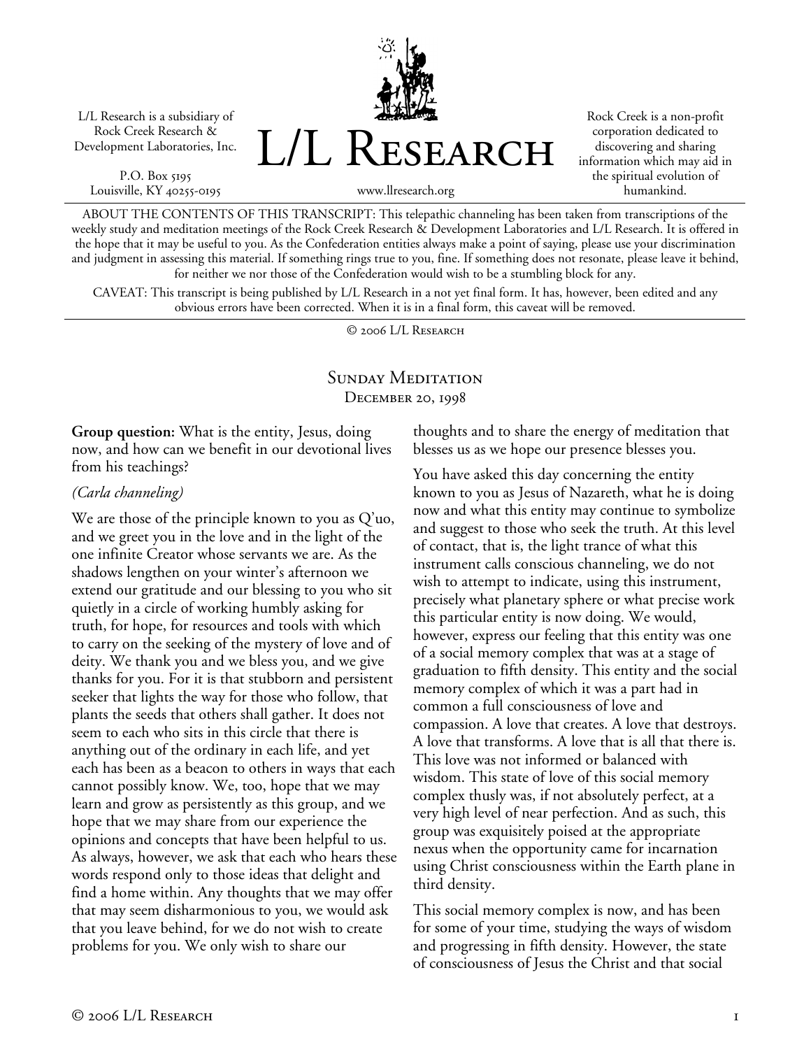L/L Research is a subsidiary of Rock Creek Research & Development Laboratories, Inc.

P.O. Box 5195
Louisville, KY 40255-0195

# L/L Research

www.llresearch.org

Rock Creek is a non-profit corporation dedicated to discovering and sharing information which may aid in the spiritual evolution of humankind.

ABOUT THE CONTENTS OF THIS TRANSCRIPT: This telepathic channeling has been taken from transcriptions of the weekly study and meditation meetings of the Rock Creek Research & Development Laboratories and L/L Research. It is offered in the hope that it may be useful to you. As the Confederation entities always make a point of saying, please use your discrimination and judgment in assessing this material. If something rings true to you, fine. If something does not resonate, please leave it behind, for neither we nor those of the Confederation would wish to be a stumbling block for any.

CAVEAT: This transcript is being published by L/L Research in a not yet final form. It has, however, been edited and any obvious errors have been corrected. When it is in a final form, this caveat will be removed.

© 2006 L/L Research

## Sunday Meditation
### December 20, 1998

**Group question:** What is the entity, Jesus, doing now, and how can we benefit in our devotional lives from his teachings?

*(Carla channeling)*

We are those of the principle known to you as Q'uo, and we greet you in the love and in the light of the one infinite Creator whose servants we are. As the shadows lengthen on your winter's afternoon we extend our gratitude and our blessing to you who sit quietly in a circle of working humbly asking for truth, for hope, for resources and tools with which to carry on the seeking of the mystery of love and of deity. We thank you and we bless you, and we give thanks for you. For it is that stubborn and persistent seeker that lights the way for those who follow, that plants the seeds that others shall gather. It does not seem to each who sits in this circle that there is anything out of the ordinary in each life, and yet each has been as a beacon to others in ways that each cannot possibly know. We, too, hope that we may learn and grow as persistently as this group, and we hope that we may share from our experience the opinions and concepts that have been helpful to us. As always, however, we ask that each who hears these words respond only to those ideas that delight and find a home within. Any thoughts that we may offer that may seem disharmonious to you, we would ask that you leave behind, for we do not wish to create problems for you. We only wish to share our thoughts and to share the energy of meditation that blesses us as we hope our presence blesses you.

You have asked this day concerning the entity known to you as Jesus of Nazareth, what he is doing now and what this entity may continue to symbolize and suggest to those who seek the truth. At this level of contact, that is, the light trance of what this instrument calls conscious channeling, we do not wish to attempt to indicate, using this instrument, precisely what planetary sphere or what precise work this particular entity is now doing. We would, however, express our feeling that this entity was one of a social memory complex that was at a stage of graduation to fifth density. This entity and the social memory complex of which it was a part had in common a full consciousness of love and compassion. A love that creates. A love that destroys. A love that transforms. A love that is all that there is. This love was not informed or balanced with wisdom. This state of love of this social memory complex thusly was, if not absolutely perfect, at a very high level of near perfection. And as such, this group was exquisitely poised at the appropriate nexus when the opportunity came for incarnation using Christ consciousness within the Earth plane in third density.

This social memory complex is now, and has been for some of your time, studying the ways of wisdom and progressing in fifth density. However, the state of consciousness of Jesus the Christ and that social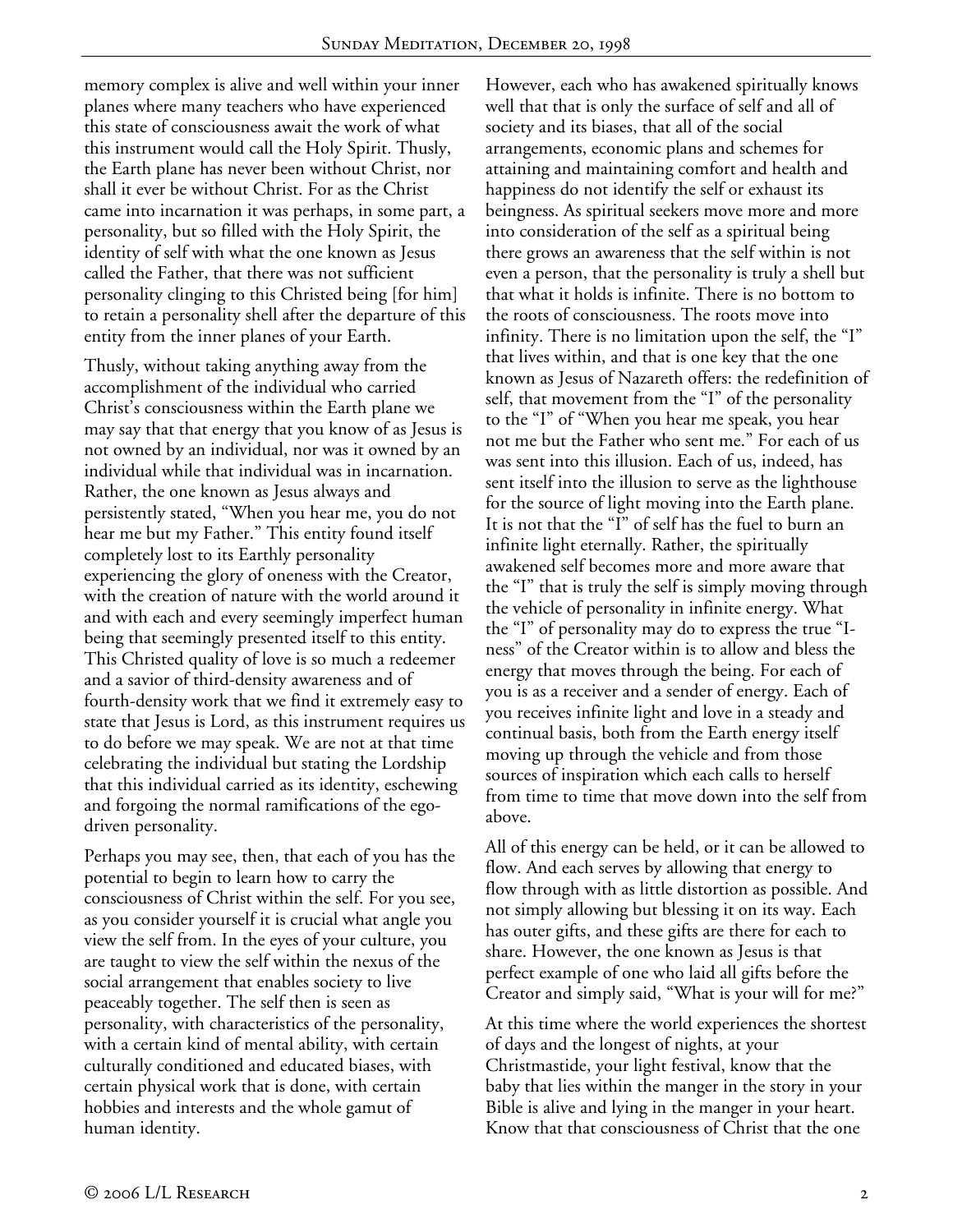memory complex is alive and well within your inner planes where many teachers who have experienced this state of consciousness await the work of what this instrument would call the Holy Spirit. Thusly, the Earth plane has never been without Christ, nor shall it ever be without Christ. For as the Christ came into incarnation it was perhaps, in some part, a personality, but so filled with the Holy Spirit, the identity of self with what the one known as Jesus called the Father, that there was not sufficient personality clinging to this Christed being [for him] to retain a personality shell after the departure of this entity from the inner planes of your Earth.

Thusly, without taking anything away from the accomplishment of the individual who carried Christ's consciousness within the Earth plane we may say that that energy that you know of as Jesus is not owned by an individual, nor was it owned by an individual while that individual was in incarnation. Rather, the one known as Jesus always and persistently stated, "When you hear me, you do not hear me but my Father." This entity found itself completely lost to its Earthly personality experiencing the glory of oneness with the Creator, with the creation of nature with the world around it and with each and every seemingly imperfect human being that seemingly presented itself to this entity. This Christed quality of love is so much a redeemer and a savior of third-density awareness and of fourth-density work that we find it extremely easy to state that Jesus is Lord, as this instrument requires us to do before we may speak. We are not at that time celebrating the individual but stating the Lordship that this individual carried as its identity, eschewing and forgoing the normal ramifications of the ego-driven personality.

Perhaps you may see, then, that each of you has the potential to begin to learn how to carry the consciousness of Christ within the self. For you see, as you consider yourself it is crucial what angle you view the self from. In the eyes of your culture, you are taught to view the self within the nexus of the social arrangement that enables society to live peaceably together. The self then is seen as personality, with characteristics of the personality, with a certain kind of mental ability, with certain culturally conditioned and educated biases, with certain physical work that is done, with certain hobbies and interests and the whole gamut of human identity.

However, each who has awakened spiritually knows well that that is only the surface of self and all of society and its biases, that all of the social arrangements, economic plans and schemes for attaining and maintaining comfort and health and happiness do not identify the self or exhaust its beingness. As spiritual seekers move more and more into consideration of the self as a spiritual being there grows an awareness that the self within is not even a person, that the personality is truly a shell but that what it holds is infinite. There is no bottom to the roots of consciousness. The roots move into infinity. There is no limitation upon the self, the "I" that lives within, and that is one key that the one known as Jesus of Nazareth offers: the redefinition of self, that movement from the "I" of the personality to the "I" of "When you hear me speak, you hear not me but the Father who sent me." For each of us was sent into this illusion. Each of us, indeed, has sent itself into the illusion to serve as the lighthouse for the source of light moving into the Earth plane. It is not that the "I" of self has the fuel to burn an infinite light eternally. Rather, the spiritually awakened self becomes more and more aware that the "I" that is truly the self is simply moving through the vehicle of personality in infinite energy. What the "I" of personality may do to express the true "I-ness" of the Creator within is to allow and bless the energy that moves through the being. For each of you is as a receiver and a sender of energy. Each of you receives infinite light and love in a steady and continual basis, both from the Earth energy itself moving up through the vehicle and from those sources of inspiration which each calls to herself from time to time that move down into the self from above.

All of this energy can be held, or it can be allowed to flow. And each serves by allowing that energy to flow through with as little distortion as possible. And not simply allowing but blessing it on its way. Each has outer gifts, and these gifts are there for each to share. However, the one known as Jesus is that perfect example of one who laid all gifts before the Creator and simply said, "What is your will for me?"

At this time where the world experiences the shortest of days and the longest of nights, at your Christmastide, your light festival, know that the baby that lies within the manger in the story in your Bible is alive and lying in the manger in your heart. Know that that consciousness of Christ that the one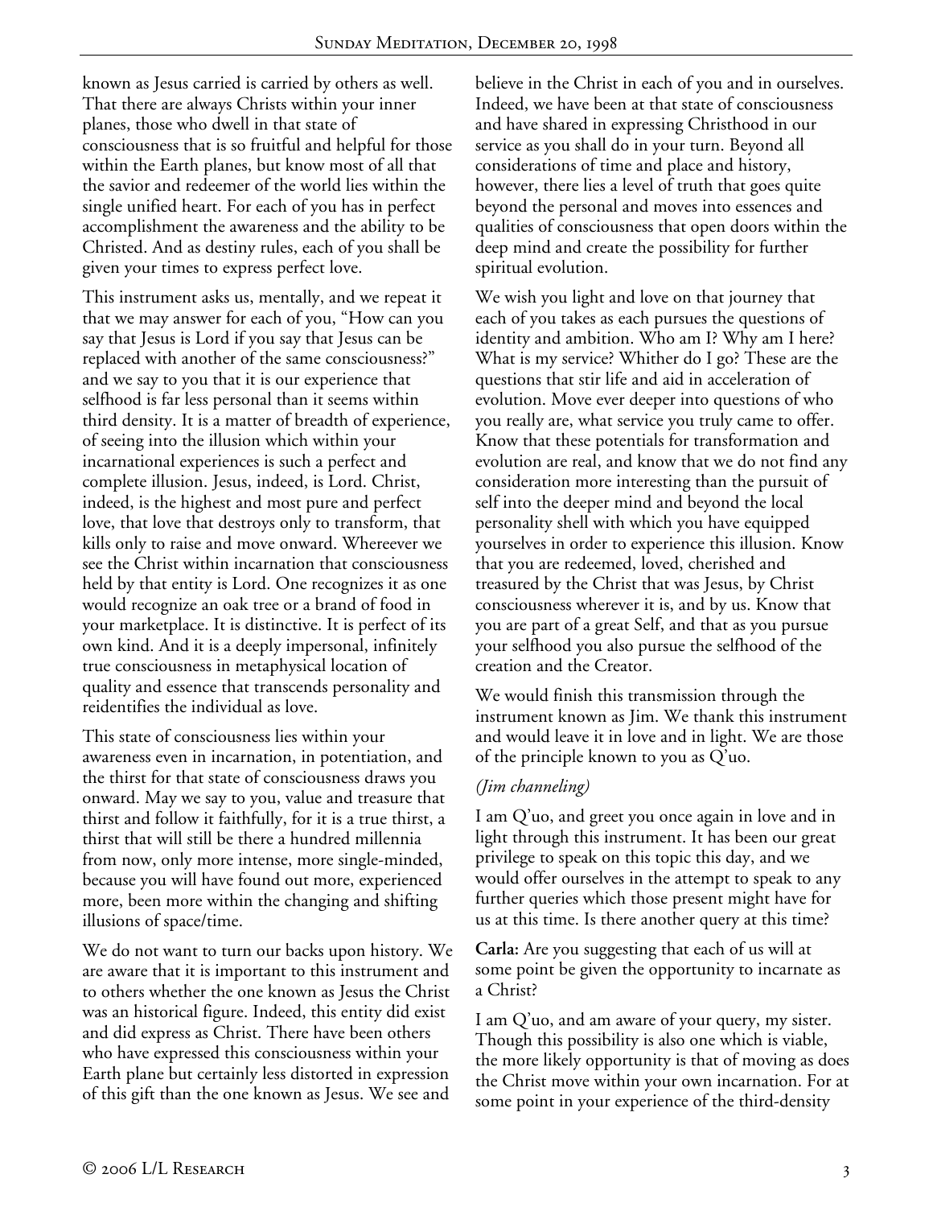known as Jesus carried is carried by others as well. That there are always Christs within your inner planes, those who dwell in that state of consciousness that is so fruitful and helpful for those within the Earth planes, but know most of all that the savior and redeemer of the world lies within the single unified heart. For each of you has in perfect accomplishment the awareness and the ability to be Christed. And as destiny rules, each of you shall be given your times to express perfect love.

This instrument asks us, mentally, and we repeat it that we may answer for each of you, "How can you say that Jesus is Lord if you say that Jesus can be replaced with another of the same consciousness?" and we say to you that it is our experience that selfhood is far less personal than it seems within third density. It is a matter of breadth of experience, of seeing into the illusion which within your incarnational experiences is such a perfect and complete illusion. Jesus, indeed, is Lord. Christ, indeed, is the highest and most pure and perfect love, that love that destroys only to transform, that kills only to raise and move onward. Whereever we see the Christ within incarnation that consciousness held by that entity is Lord. One recognizes it as one would recognize an oak tree or a brand of food in your marketplace. It is distinctive. It is perfect of its own kind. And it is a deeply impersonal, infinitely true consciousness in metaphysical location of quality and essence that transcends personality and reidentifies the individual as love.

This state of consciousness lies within your awareness even in incarnation, in potentiation, and the thirst for that state of consciousness draws you onward. May we say to you, value and treasure that thirst and follow it faithfully, for it is a true thirst, a thirst that will still be there a hundred millennia from now, only more intense, more single-minded, because you will have found out more, experienced more, been more within the changing and shifting illusions of space/time.

We do not want to turn our backs upon history. We are aware that it is important to this instrument and to others whether the one known as Jesus the Christ was an historical figure. Indeed, this entity did exist and did express as Christ. There have been others who have expressed this consciousness within your Earth plane but certainly less distorted in expression of this gift than the one known as Jesus. We see and believe in the Christ in each of you and in ourselves. Indeed, we have been at that state of consciousness and have shared in expressing Christhood in our service as you shall do in your turn. Beyond all considerations of time and place and history, however, there lies a level of truth that goes quite beyond the personal and moves into essences and qualities of consciousness that open doors within the deep mind and create the possibility for further spiritual evolution.

We wish you light and love on that journey that each of you takes as each pursues the questions of identity and ambition. Who am I? Why am I here? What is my service? Whither do I go? These are the questions that stir life and aid in acceleration of evolution. Move ever deeper into questions of who you really are, what service you truly came to offer. Know that these potentials for transformation and evolution are real, and know that we do not find any consideration more interesting than the pursuit of self into the deeper mind and beyond the local personality shell with which you have equipped yourselves in order to experience this illusion. Know that you are redeemed, loved, cherished and treasured by the Christ that was Jesus, by Christ consciousness wherever it is, and by us. Know that you are part of a great Self, and that as you pursue your selfhood you also pursue the selfhood of the creation and the Creator.

We would finish this transmission through the instrument known as Jim. We thank this instrument and would leave it in love and in light. We are those of the principle known to you as Q'uo.

*(Jim channeling)*

I am Q'uo, and greet you once again in love and in light through this instrument. It has been our great privilege to speak on this topic this day, and we would offer ourselves in the attempt to speak to any further queries which those present might have for us at this time. Is there another query at this time?

**Carla:** Are you suggesting that each of us will at some point be given the opportunity to incarnate as a Christ?

I am Q'uo, and am aware of your query, my sister. Though this possibility is also one which is viable, the more likely opportunity is that of moving as does the Christ move within your own incarnation. For at some point in your experience of the third-density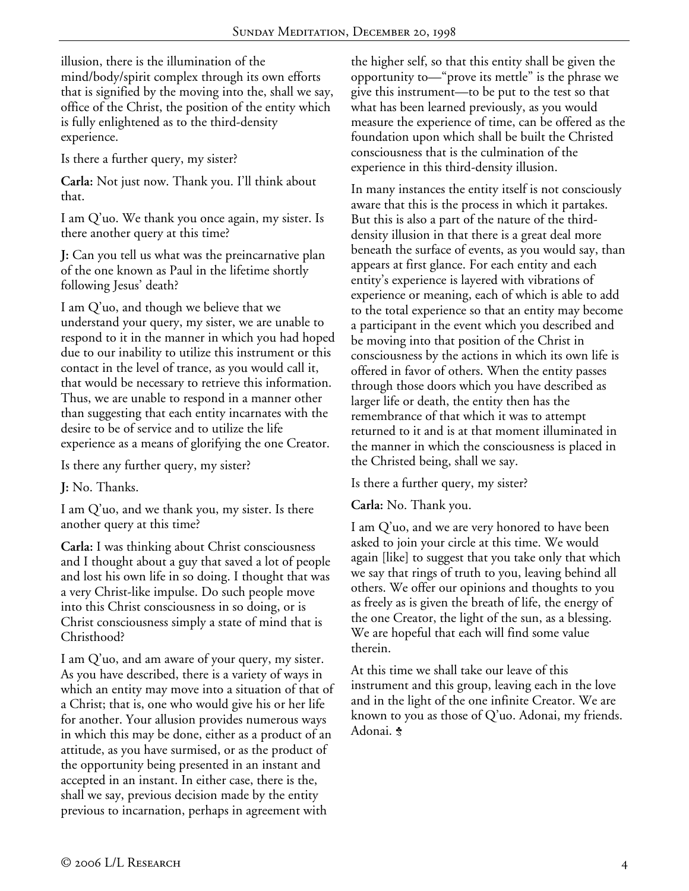illusion, there is the illumination of the mind/body/spirit complex through its own efforts that is signified by the moving into the, shall we say, office of the Christ, the position of the entity which is fully enlightened as to the third-density experience.

Is there a further query, my sister?

**Carla:** Not just now. Thank you. I'll think about that.

I am Q'uo. We thank you once again, my sister. Is there another query at this time?

**J:** Can you tell us what was the preincarnative plan of the one known as Paul in the lifetime shortly following Jesus' death?

I am Q'uo, and though we believe that we understand your query, my sister, we are unable to respond to it in the manner in which you had hoped due to our inability to utilize this instrument or this contact in the level of trance, as you would call it, that would be necessary to retrieve this information. Thus, we are unable to respond in a manner other than suggesting that each entity incarnates with the desire to be of service and to utilize the life experience as a means of glorifying the one Creator.

Is there any further query, my sister?

**J:** No. Thanks.

I am Q'uo, and we thank you, my sister. Is there another query at this time?

**Carla:** I was thinking about Christ consciousness and I thought about a guy that saved a lot of people and lost his own life in so doing. I thought that was a very Christ-like impulse. Do such people move into this Christ consciousness in so doing, or is Christ consciousness simply a state of mind that is Christhood?

I am Q'uo, and am aware of your query, my sister. As you have described, there is a variety of ways in which an entity may move into a situation of that of a Christ; that is, one who would give his or her life for another. Your allusion provides numerous ways in which this may be done, either as a product of an attitude, as you have surmised, or as the product of the opportunity being presented in an instant and accepted in an instant. In either case, there is the, shall we say, previous decision made by the entity previous to incarnation, perhaps in agreement with the higher self, so that this entity shall be given the opportunity to—"prove its mettle" is the phrase we give this instrument—to be put to the test so that what has been learned previously, as you would measure the experience of time, can be offered as the foundation upon which shall be built the Christed consciousness that is the culmination of the experience in this third-density illusion.

In many instances the entity itself is not consciously aware that this is the process in which it partakes. But this is also a part of the nature of the third-density illusion in that there is a great deal more beneath the surface of events, as you would say, than appears at first glance. For each entity and each entity's experience is layered with vibrations of experience or meaning, each of which is able to add to the total experience so that an entity may become a participant in the event which you described and be moving into that position of the Christ in consciousness by the actions in which its own life is offered in favor of others. When the entity passes through those doors which you have described as larger life or death, the entity then has the remembrance of that which it was to attempt returned to it and is at that moment illuminated in the manner in which the consciousness is placed in the Christed being, shall we say.

Is there a further query, my sister?

**Carla:** No. Thank you.

I am Q'uo, and we are very honored to have been asked to join your circle at this time. We would again [like] to suggest that you take only that which we say that rings of truth to you, leaving behind all others. We offer our opinions and thoughts to you as freely as is given the breath of life, the energy of the one Creator, the light of the sun, as a blessing. We are hopeful that each will find some value therein.

At this time we shall take our leave of this instrument and this group, leaving each in the love and in the light of the one infinite Creator. We are known to you as those of Q'uo. Adonai, my friends. Adonai. ♣